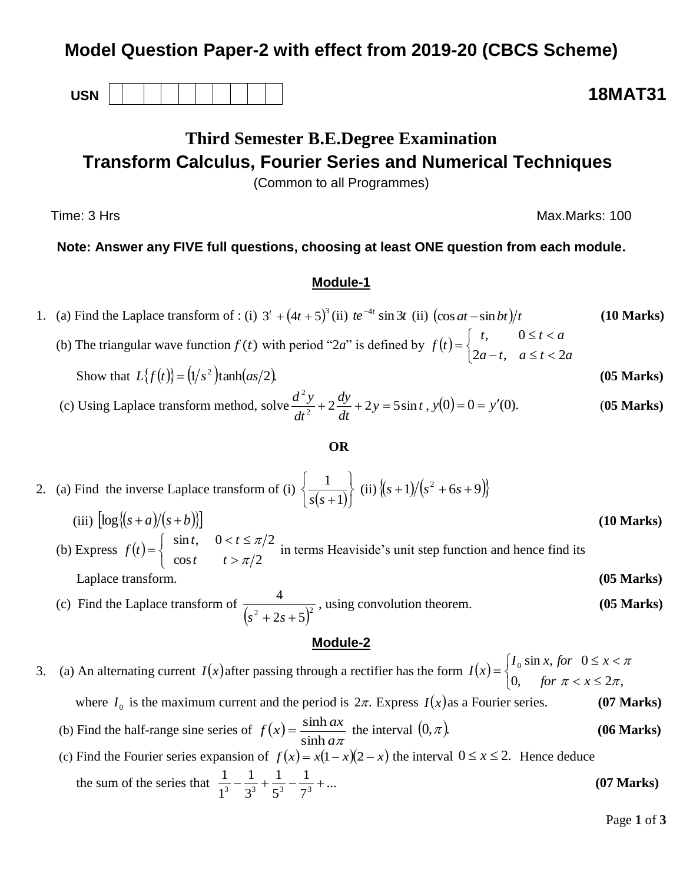# Model Question Paper-2 with effect from 2019-20 (CBCS Scheme)

**USN** | | | | | | | | | | |

**18MAT31**

## Third Semester B.E.Degree Examination
## Transform Calculus, Fourier Series and Numerical Techniques

(Common to all Programmes)

Time: 3 Hrs                                                                                                    Max.Marks: 100

**Note: Answer any FIVE full questions, choosing at least ONE question from each module.**

### Module-1

1. (a) Find the Laplace transform of : (i) $3^t + (4t+5)^3$ (ii) $te^{-4t}\sin 3t$ (ii) $(\cos at - \sin bt)/t$ **(10 Marks)**

   (b) The triangular wave function $f(t)$ with period "$2a$" is defined by $f(t) = \begin{cases} t, & 0 \le t < a \\ 2a - t, & a \le t < 2a \end{cases}$

   Show that $L\{f(t)\} = (1/s^2)\tanh(as/2)$. **(05 Marks)**

   (c) Using Laplace transform method, solve $\dfrac{d^2y}{dt^2} + 2\dfrac{dy}{dt} + 2y = 5\sin t$, $y(0) = 0 = y'(0)$. **(05 Marks)**

**OR**

2. (a) Find the inverse Laplace transform of (i) $\left\{\dfrac{1}{s(s+1)}\right\}$ (ii) $\{(s+1)/(s^2+6s+9)\}$

   (iii) $[\log\{(s+a)/(s+b)\}]$ **(10 Marks)**

   (b) Express $f(t) = \begin{cases} \sin t, & 0 < t \le \pi/2 \\ \cos t & t > \pi/2 \end{cases}$ in terms Heaviside's unit step function and hence find its Laplace transform. **(05 Marks)**

   (c) Find the Laplace transform of $\dfrac{4}{(s^2+2s+5)^2}$, using convolution theorem. **(05 Marks)**

### Module-2

3. (a) An alternating current $I(x)$ after passing through a rectifier has the form $I(x) = \begin{cases} I_0 \sin x, & for\ \ 0 \le x < \pi \\ 0, & for\ \ \pi < x \le 2\pi, \end{cases}$

   where $I_0$ is the maximum current and the period is $2\pi$. Express $I(x)$ as a Fourier series. **(07 Marks)**

   (b) Find the half-range sine series of $f(x) = \dfrac{\sinh ax}{\sinh a\pi}$ the interval $(0, \pi)$. **(06 Marks)**

   (c) Find the Fourier series expansion of $f(x) = x(1-x)(2-x)$ the interval $0 \le x \le 2$. Hence deduce the sum of the series that $\dfrac{1}{1^3} - \dfrac{1}{3^3} + \dfrac{1}{5^3} - \dfrac{1}{7^3} + ...$ **(07 Marks)**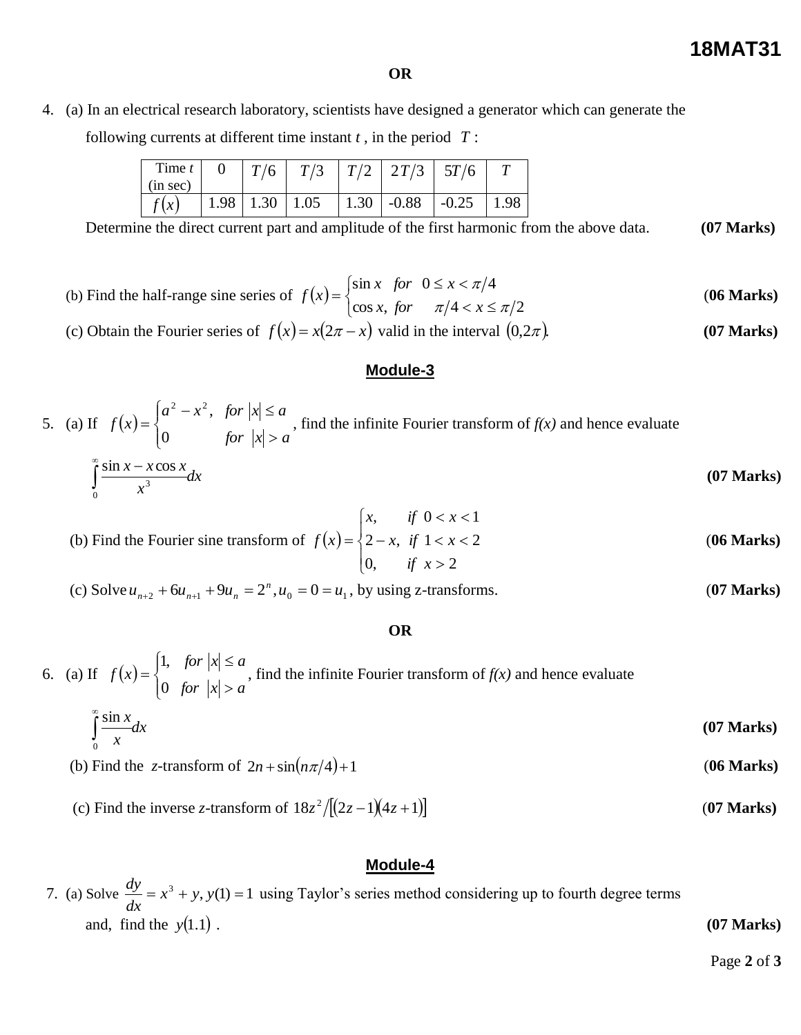**OR**

4. (a) In an electrical research laboratory, scientists have designed a generator which can generate the following currents at different time instant $t$, in the period $T$:

| Time $t$ (in sec) | 0 | $T/6$ | $T/3$ | $T/2$ | $2T/3$ | $5T/6$ | $T$ |
|---|---|---|---|---|---|---|---|
| $f(x)$ | 1.98 | 1.30 | 1.05 | 1.30 | -0.88 | -0.25 | 1.98 |

Determine the direct current part and amplitude of the first harmonic from the above data. **(07 Marks)**

(b) Find the half-range sine series of $f(x) = \begin{cases} \sin x & for \quad 0 \le x < \pi/4 \\ \cos x, & for \quad \pi/4 < x \le \pi/2 \end{cases}$ **(06 Marks)**

(c) Obtain the Fourier series of $f(x) = x(2\pi - x)$ valid in the interval $(0, 2\pi)$. **(07 Marks)**

## Module-3

5. (a) If $f(x) = \begin{cases} a^2 - x^2, & for \ |x| \le a \\ 0 & for \ |x| > a \end{cases}$, find the infinite Fourier transform of *f(x)* and hence evaluate $\int_0^\infty \frac{\sin x - x\cos x}{x^3} dx$ **(07 Marks)**

(b) Find the Fourier sine transform of $f(x) = \begin{cases} x, & if \ 0 < x < 1 \\ 2 - x, & if \ 1 < x < 2 \\ 0, & if \ x > 2 \end{cases}$ **(06 Marks)**

(c) Solve $u_{n+2} + 6u_{n+1} + 9u_n = 2^n, u_0 = 0 = u_1$, by using z-transforms. **(07 Marks)**

**OR**

6. (a) If $f(x) = \begin{cases} 1, & for \ |x| \le a \\ 0 & for \ |x| > a \end{cases}$, find the infinite Fourier transform of *f(x)* and hence evaluate $\int_0^\infty \frac{\sin x}{x} dx$ **(07 Marks)**

(b) Find the *z*-transform of $2n + \sin(n\pi/4) + 1$ **(06 Marks)**

(c) Find the inverse *z*-transform of $18z^2 / [(2z-1)(4z+1)]$ **(07 Marks)**

## Module-4

7. (a) Solve $\frac{dy}{dx} = x^3 + y, y(1) = 1$ using Taylor's series method considering up to fourth degree terms and, find the $y(1.1)$. **(07 Marks)**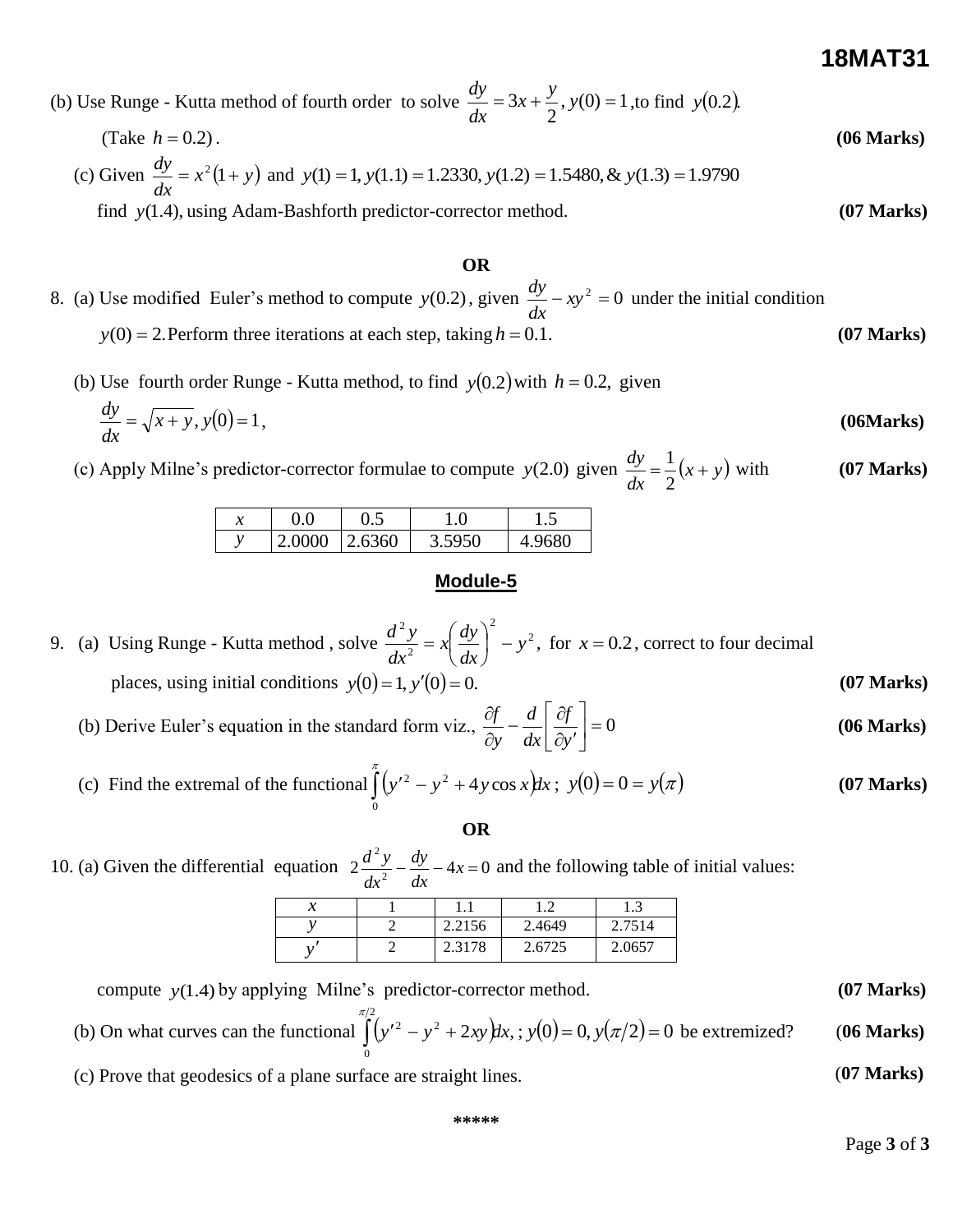(b) Use Runge - Kutta method of fourth order to solve $\dfrac{dy}{dx} = 3x + \dfrac{y}{2}$, $y(0) = 1$, to find $y(0.2)$. (Take $h = 0.2$). **(06 Marks)**

(c) Given $\dfrac{dy}{dx} = x^2(1+y)$ and $y(1) = 1, y(1.1) = 1.2330, y(1.2) = 1.5480, \& \ y(1.3) = 1.9790$ find $y(1.4)$, using Adam-Bashforth predictor-corrector method. **(07 Marks)**

**OR**

8. (a) Use modified Euler's method to compute $y(0.2)$, given $\dfrac{dy}{dx} - xy^2 = 0$ under the initial condition $y(0) = 2$. Perform three iterations at each step, taking $h = 0.1$. **(07 Marks)**

(b) Use fourth order Runge - Kutta method, to find $y(0.2)$ with $h = 0.2$, given $\dfrac{dy}{dx} = \sqrt{x+y}$, $y(0) = 1$, **(06Marks)**

(c) Apply Milne's predictor-corrector formulae to compute $y(2.0)$ given $\dfrac{dy}{dx} = \dfrac{1}{2}(x+y)$ with **(07 Marks)**

| | | | | |
|---|---|---|---|---|
| $x$ | 0.0 | 0.5 | 1.0 | 1.5 |
| $y$ | 2.0000 | 2.6360 | 3.5950 | 4.9680 |

## Module-5

9. (a) Using Runge - Kutta method, solve $\dfrac{d^2y}{dx^2} = x\left(\dfrac{dy}{dx}\right)^2 - y^2$, for $x = 0.2$, correct to four decimal places, using initial conditions $y(0) = 1, y'(0) = 0$. **(07 Marks)**

(b) Derive Euler's equation in the standard form viz., $\dfrac{\partial f}{\partial y} - \dfrac{d}{dx}\left[\dfrac{\partial f}{\partial y'}\right] = 0$ **(06 Marks)**

(c) Find the extremal of the functional $\int_0^{\pi} \left(y'^2 - y^2 + 4y\cos x\right)dx$ ; $y(0) = 0 = y(\pi)$ **(07 Marks)**

**OR**

10. (a) Given the differential equation $2\dfrac{d^2y}{dx^2} - \dfrac{dy}{dx} - 4x = 0$ and the following table of initial values:

| | | | | |
|---|---|---|---|---|
| $x$ | 1 | 1.1 | 1.2 | 1.3 |
| $y$ | 2 | 2.2156 | 2.4649 | 2.7514 |
| $y'$ | 2 | 2.3178 | 2.6725 | 2.0657 |

compute $y(1.4)$ by applying Milne's predictor-corrector method. **(07 Marks)**

(b) On what curves can the functional $\int_0^{\pi/2} \left(y'^2 - y^2 + 2xy\right)dx$, ; $y(0) = 0, y(\pi/2) = 0$ be extremized? **(06 Marks)**

(c) Prove that geodesics of a plane surface are straight lines. **(07 Marks)**

*****